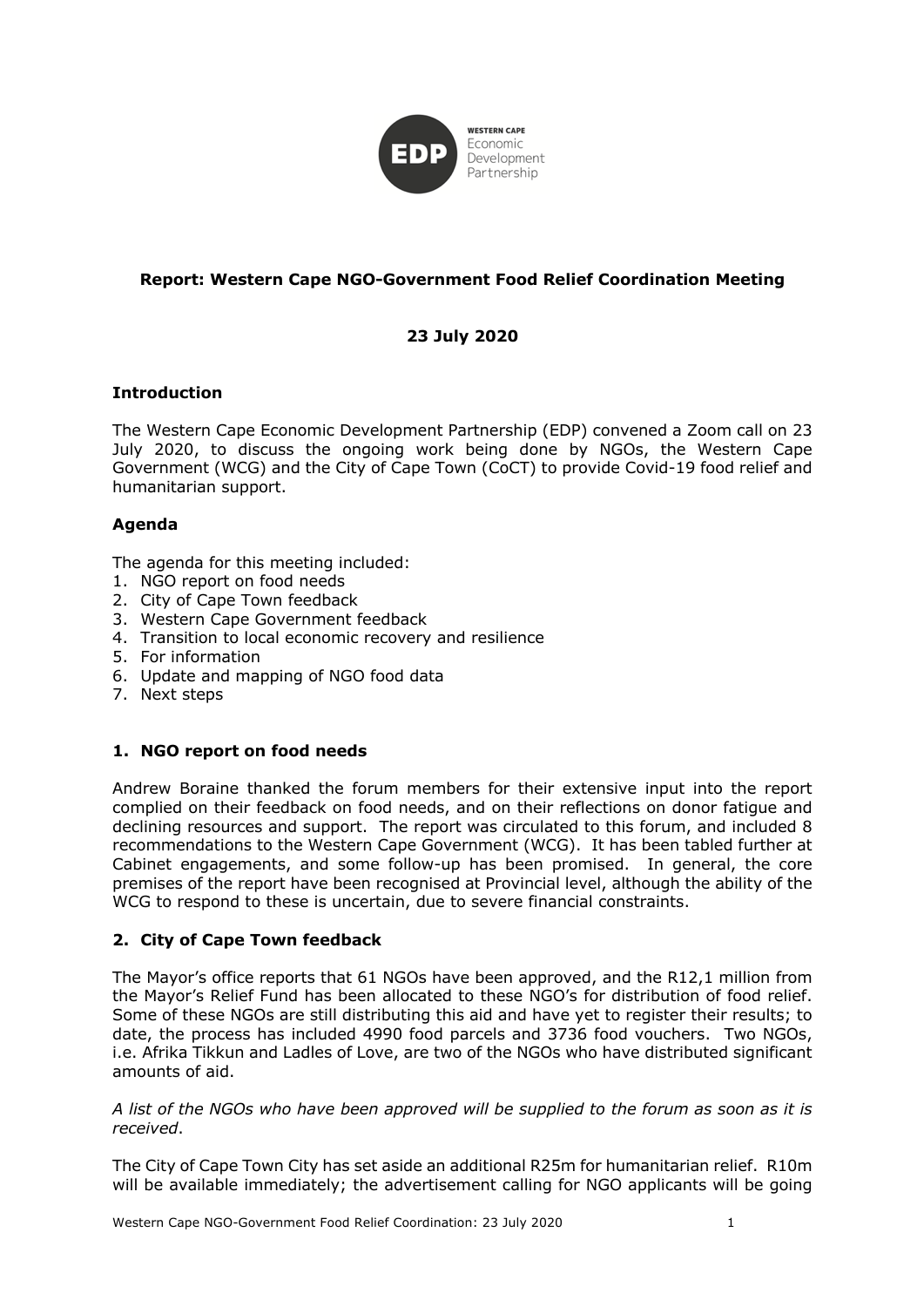**Report: Western Cape NGO-Government Food Relief Coordination Meeting**

**23 July 2020**

### Introduction

The Western Cape Economic Development Partnership (EDP) convened a Zoom call on 23 July 2020, to discuss the ongoing work being done by NGOs, the Western Cape Government (WCG) and the City of Cape Town (CoCT) to provide Covid-19 food relief and humanitarian support.

### Agenda

The agenda for this meeting included:

1. NGO report on food needs
2. City of Cape Town feedback
3. Western Cape Government feedback
4. Transition to local economic recovery and resilience
5. For information
6. Update and mapping of NGO food data
7. Next steps

### 1. NGO report on food needs

Andrew Boraine thanked the forum members for their extensive input into the report complied on their feedback on food needs, and on their reflections on donor fatigue and declining resources and support. The report was circulated to this forum, and included 8 recommendations to the Western Cape Government (WCG). It has been tabled further at Cabinet engagements, and some follow-up has been promised. In general, the core premises of the report have been recognised at Provincial level, although the ability of the WCG to respond to these is uncertain, due to severe financial constraints.

### 2. City of Cape Town feedback

The Mayor's office reports that 61 NGOs have been approved, and the R12,1 million from the Mayor's Relief Fund has been allocated to these NGO's for distribution of food relief. Some of these NGOs are still distributing this aid and have yet to register their results; to date, the process has included 4990 food parcels and 3736 food vouchers. Two NGOs, i.e. Afrika Tikkun and Ladles of Love, are two of the NGOs who have distributed significant amounts of aid.

*A list of the NGOs who have been approved will be supplied to the forum as soon as it is received*.

The City of Cape Town City has set aside an additional R25m for humanitarian relief. R10m will be available immediately; the advertisement calling for NGO applicants will be going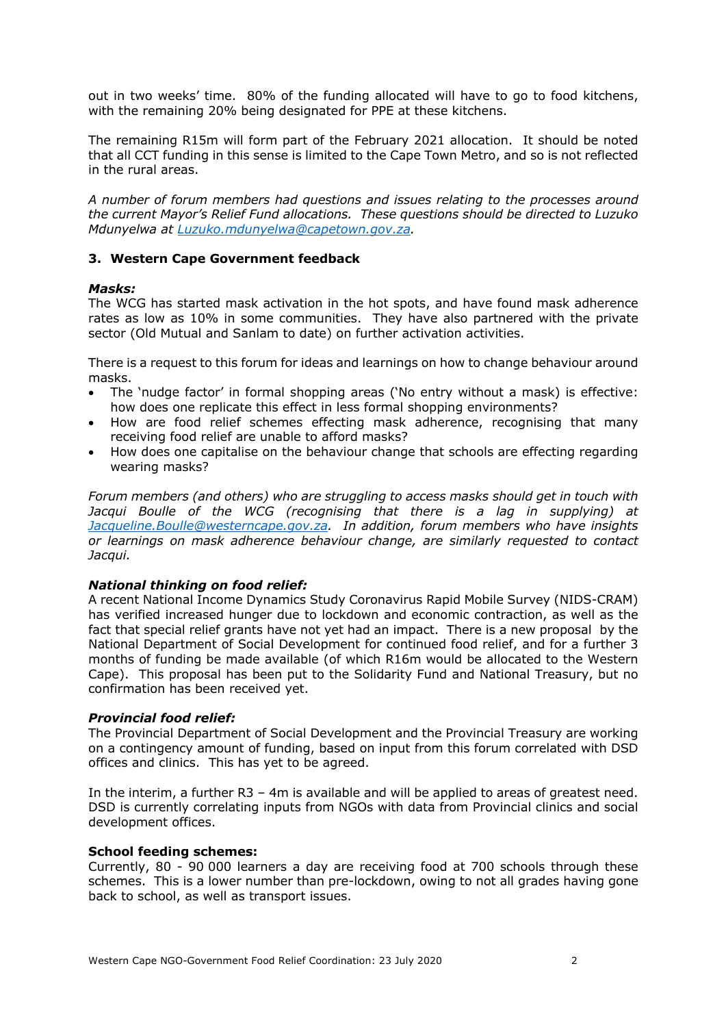out in two weeks' time. 80% of the funding allocated will have to go to food kitchens, with the remaining 20% being designated for PPE at these kitchens.

The remaining R15m will form part of the February 2021 allocation. It should be noted that all CCT funding in this sense is limited to the Cape Town Metro, and so is not reflected in the rural areas.

*A number of forum members had questions and issues relating to the processes around the current Mayor's Relief Fund allocations. These questions should be directed to Luzuko Mdunyelwa at Luzuko.mdunyelwa@capetown.gov.za.*

## 3. Western Cape Government feedback

***Masks:***

The WCG has started mask activation in the hot spots, and have found mask adherence rates as low as 10% in some communities. They have also partnered with the private sector (Old Mutual and Sanlam to date) on further activation activities.

There is a request to this forum for ideas and learnings on how to change behaviour around masks.

- The 'nudge factor' in formal shopping areas ('No entry without a mask) is effective: how does one replicate this effect in less formal shopping environments?
- How are food relief schemes effecting mask adherence, recognising that many receiving food relief are unable to afford masks?
- How does one capitalise on the behaviour change that schools are effecting regarding wearing masks?

*Forum members (and others) who are struggling to access masks should get in touch with Jacqui Boulle of the WCG (recognising that there is a lag in supplying) at Jacqueline.Boulle@westerncape.gov.za. In addition, forum members who have insights or learnings on mask adherence behaviour change, are similarly requested to contact Jacqui.*

***National thinking on food relief:***

A recent National Income Dynamics Study Coronavirus Rapid Mobile Survey (NIDS-CRAM) has verified increased hunger due to lockdown and economic contraction, as well as the fact that special relief grants have not yet had an impact. There is a new proposal by the National Department of Social Development for continued food relief, and for a further 3 months of funding be made available (of which R16m would be allocated to the Western Cape). This proposal has been put to the Solidarity Fund and National Treasury, but no confirmation has been received yet.

***Provincial food relief:***

The Provincial Department of Social Development and the Provincial Treasury are working on a contingency amount of funding, based on input from this forum correlated with DSD offices and clinics. This has yet to be agreed.

In the interim, a further R3 – 4m is available and will be applied to areas of greatest need. DSD is currently correlating inputs from NGOs with data from Provincial clinics and social development offices.

**School feeding schemes:**

Currently, 80 - 90 000 learners a day are receiving food at 700 schools through these schemes. This is a lower number than pre-lockdown, owing to not all grades having gone back to school, as well as transport issues.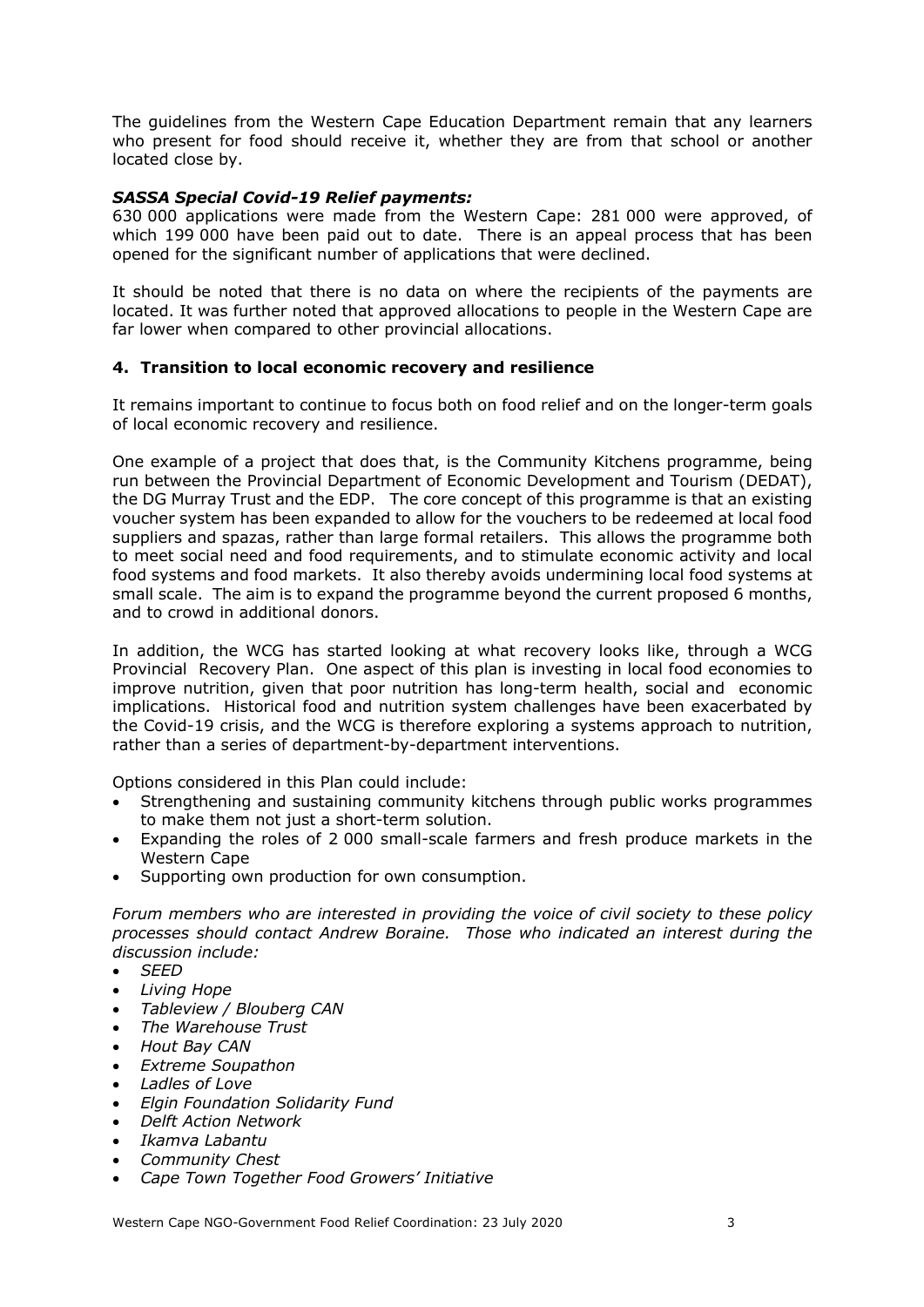The guidelines from the Western Cape Education Department remain that any learners who present for food should receive it, whether they are from that school or another located close by.

***SASSA Special Covid-19 Relief payments:***

630 000 applications were made from the Western Cape: 281 000 were approved, of which 199 000 have been paid out to date. There is an appeal process that has been opened for the significant number of applications that were declined.

It should be noted that there is no data on where the recipients of the payments are located. It was further noted that approved allocations to people in the Western Cape are far lower when compared to other provincial allocations.

### 4. Transition to local economic recovery and resilience

It remains important to continue to focus both on food relief and on the longer-term goals of local economic recovery and resilience.

One example of a project that does that, is the Community Kitchens programme, being run between the Provincial Department of Economic Development and Tourism (DEDAT), the DG Murray Trust and the EDP. The core concept of this programme is that an existing voucher system has been expanded to allow for the vouchers to be redeemed at local food suppliers and spazas, rather than large formal retailers. This allows the programme both to meet social need and food requirements, and to stimulate economic activity and local food systems and food markets. It also thereby avoids undermining local food systems at small scale. The aim is to expand the programme beyond the current proposed 6 months, and to crowd in additional donors.

In addition, the WCG has started looking at what recovery looks like, through a WCG Provincial Recovery Plan. One aspect of this plan is investing in local food economies to improve nutrition, given that poor nutrition has long-term health, social and economic implications. Historical food and nutrition system challenges have been exacerbated by the Covid-19 crisis, and the WCG is therefore exploring a systems approach to nutrition, rather than a series of department-by-department interventions.

Options considered in this Plan could include:

- Strengthening and sustaining community kitchens through public works programmes to make them not just a short-term solution.
- Expanding the roles of 2 000 small-scale farmers and fresh produce markets in the Western Cape
- Supporting own production for own consumption.

*Forum members who are interested in providing the voice of civil society to these policy processes should contact Andrew Boraine. Those who indicated an interest during the discussion include:*

- *SEED*
- *Living Hope*
- *Tableview / Blouberg CAN*
- *The Warehouse Trust*
- *Hout Bay CAN*
- *Extreme Soupathon*
- *Ladles of Love*
- *Elgin Foundation Solidarity Fund*
- *Delft Action Network*
- *Ikamva Labantu*
- *Community Chest*
- *Cape Town Together Food Growers' Initiative*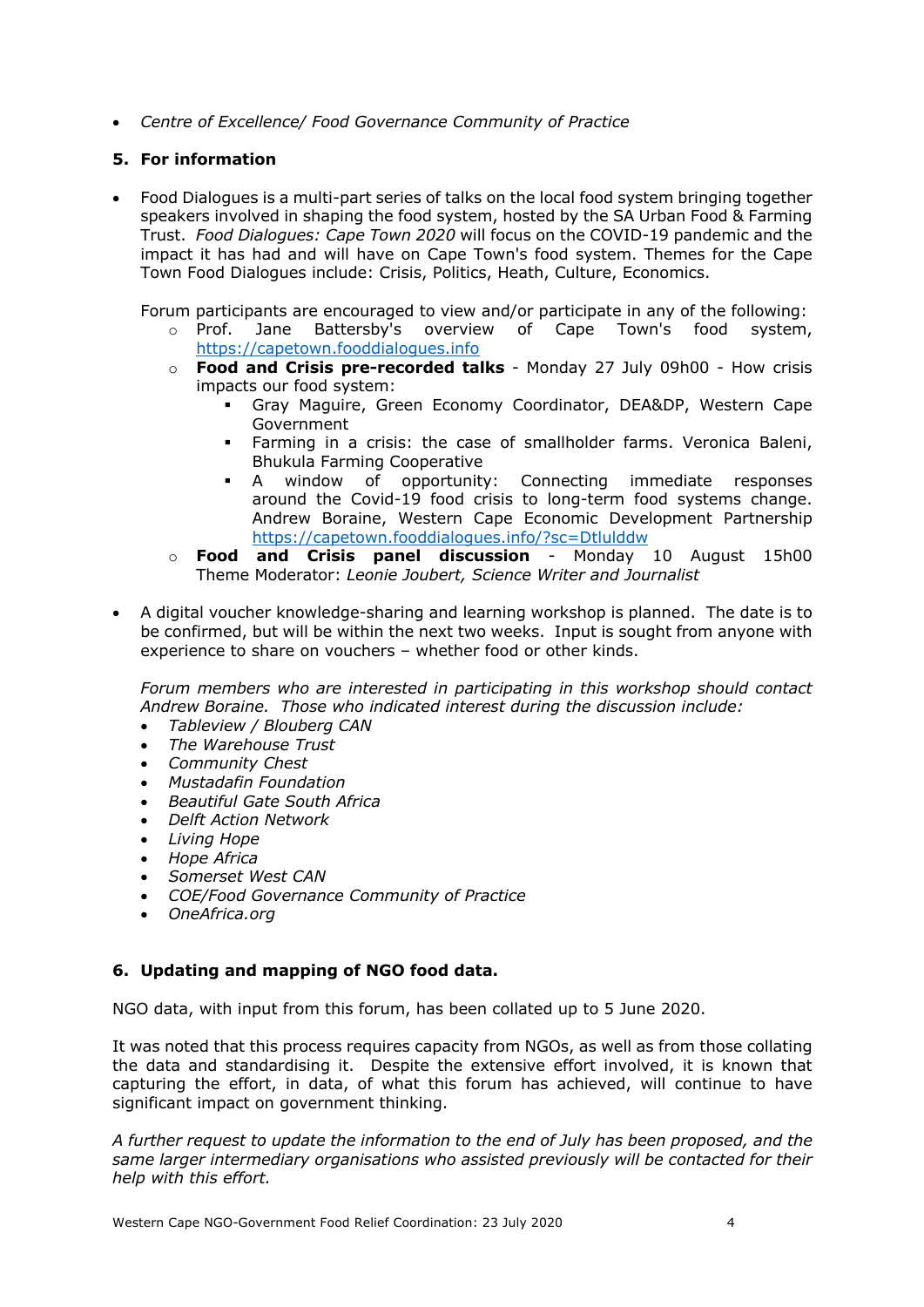- *Centre of Excellence/ Food Governance Community of Practice*

## 5. For information

- Food Dialogues is a multi-part series of talks on the local food system bringing together speakers involved in shaping the food system, hosted by the SA Urban Food & Farming Trust. *Food Dialogues: Cape Town 2020* will focus on the COVID-19 pandemic and the impact it has had and will have on Cape Town's food system. Themes for the Cape Town Food Dialogues include: Crisis, Politics, Heath, Culture, Economics.

  Forum participants are encouraged to view and/or participate in any of the following:
  - Prof. Jane Battersby's overview of Cape Town's food system, https://capetown.fooddialogues.info
  - **Food and Crisis pre-recorded talks** - Monday 27 July 09h00 - How crisis impacts our food system:
    - Gray Maguire, Green Economy Coordinator, DEA&DP, Western Cape Government
    - Farming in a crisis: the case of smallholder farms. Veronica Baleni, Bhukula Farming Cooperative
    - A window of opportunity: Connecting immediate responses around the Covid-19 food crisis to long-term food systems change. Andrew Boraine, Western Cape Economic Development Partnership https://capetown.fooddialogues.info/?sc=Dtlulddw
  - **Food and Crisis panel discussion** - Monday 10 August 15h00 Theme Moderator: *Leonie Joubert, Science Writer and Journalist*

- A digital voucher knowledge-sharing and learning workshop is planned. The date is to be confirmed, but will be within the next two weeks. Input is sought from anyone with experience to share on vouchers – whether food or other kinds.

  *Forum members who are interested in participating in this workshop should contact Andrew Boraine. Those who indicated interest during the discussion include:*
  - *Tableview / Blouberg CAN*
  - *The Warehouse Trust*
  - *Community Chest*
  - *Mustadafin Foundation*
  - *Beautiful Gate South Africa*
  - *Delft Action Network*
  - *Living Hope*
  - *Hope Africa*
  - *Somerset West CAN*
  - *COE/Food Governance Community of Practice*
  - *OneAfrica.org*

## 6. Updating and mapping of NGO food data.

NGO data, with input from this forum, has been collated up to 5 June 2020.

It was noted that this process requires capacity from NGOs, as well as from those collating the data and standardising it. Despite the extensive effort involved, it is known that capturing the effort, in data, of what this forum has achieved, will continue to have significant impact on government thinking.

*A further request to update the information to the end of July has been proposed, and the same larger intermediary organisations who assisted previously will be contacted for their help with this effort.*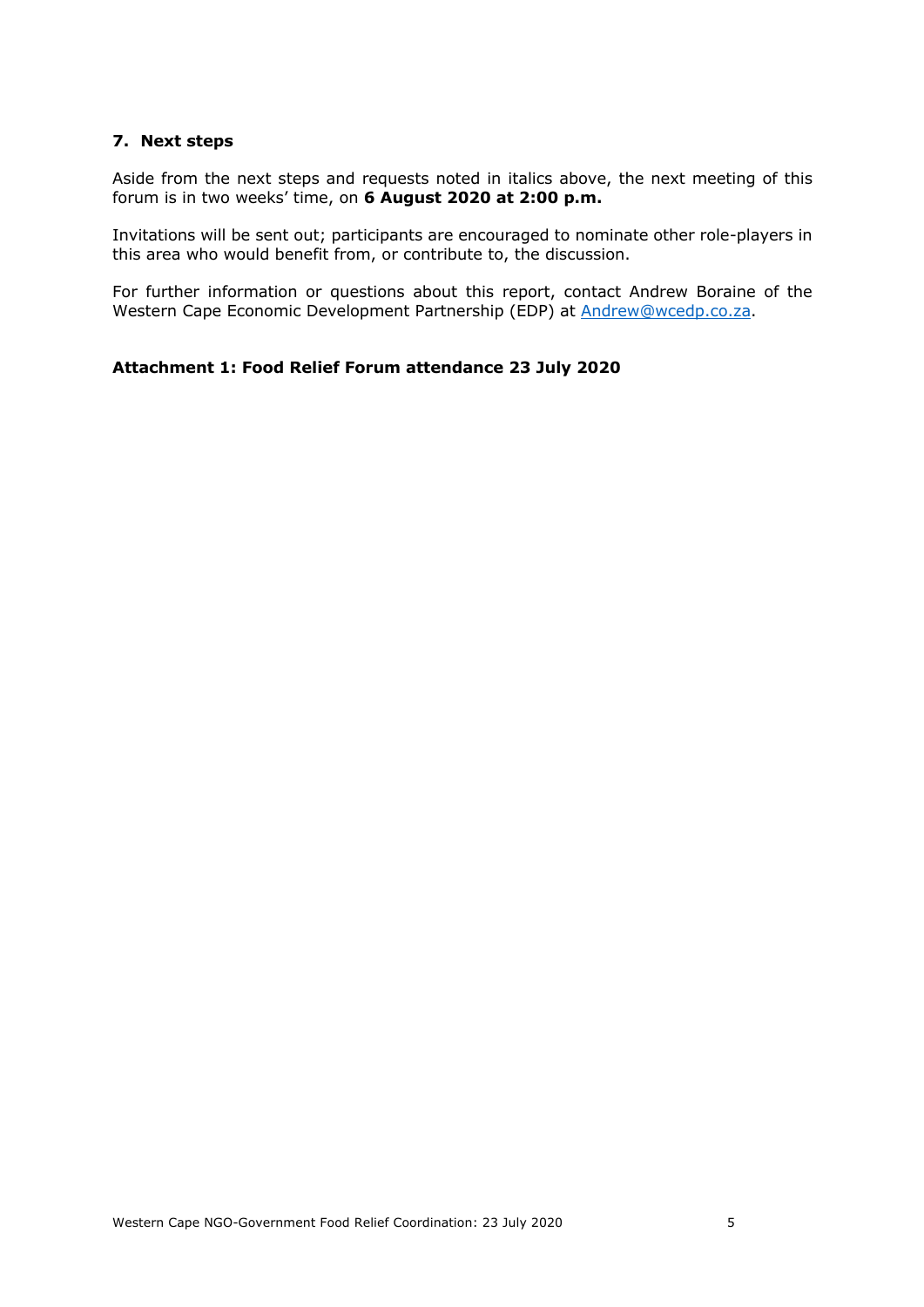## 7. Next steps

Aside from the next steps and requests noted in italics above, the next meeting of this forum is in two weeks' time, on **6 August 2020 at 2:00 p.m.**

Invitations will be sent out; participants are encouraged to nominate other role-players in this area who would benefit from, or contribute to, the discussion.

For further information or questions about this report, contact Andrew Boraine of the Western Cape Economic Development Partnership (EDP) at [Andrew@wcedp.co.za](mailto:Andrew@wcedp.co.za).

**Attachment 1: Food Relief Forum attendance 23 July 2020**